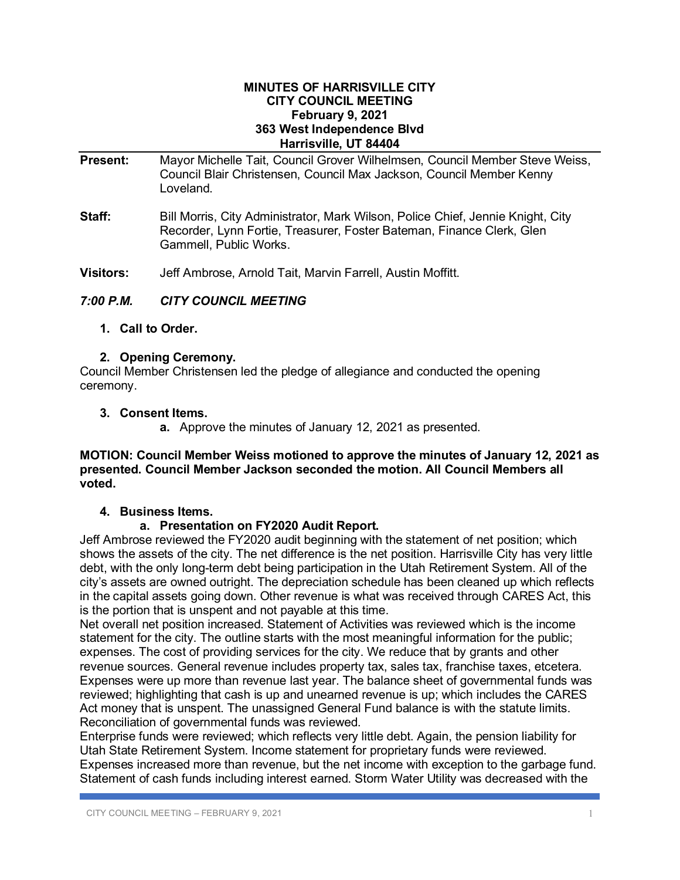**MINUTES OF HARRISVILLE CITY**
**CITY COUNCIL MEETING**
**February 9, 2021**
**363 West Independence Blvd**
**Harrisville, UT 84404**

**Present:** Mayor Michelle Tait, Council Grover Wilhelmsen, Council Member Steve Weiss, Council Blair Christensen, Council Max Jackson, Council Member Kenny Loveland.

**Staff:** Bill Morris, City Administrator, Mark Wilson, Police Chief, Jennie Knight, City Recorder, Lynn Fortie, Treasurer, Foster Bateman, Finance Clerk, Glen Gammell, Public Works.

**Visitors:** Jeff Ambrose, Arnold Tait, Marvin Farrell, Austin Moffitt.

***7:00 P.M. CITY COUNCIL MEETING***

1. **Call to Order.**

2. **Opening Ceremony.**

Council Member Christensen led the pledge of allegiance and conducted the opening ceremony.

3. **Consent Items.**
   a. Approve the minutes of January 12, 2021 as presented.

**MOTION: Council Member Weiss motioned to approve the minutes of January 12, 2021 as presented. Council Member Jackson seconded the motion. All Council Members all voted.**

4. **Business Items.**
   a. **Presentation on FY2020 Audit Report.**

Jeff Ambrose reviewed the FY2020 audit beginning with the statement of net position; which shows the assets of the city. The net difference is the net position. Harrisville City has very little debt, with the only long-term debt being participation in the Utah Retirement System. All of the city's assets are owned outright. The depreciation schedule has been cleaned up which reflects in the capital assets going down. Other revenue is what was received through CARES Act, this is the portion that is unspent and not payable at this time.

Net overall net position increased. Statement of Activities was reviewed which is the income statement for the city. The outline starts with the most meaningful information for the public; expenses. The cost of providing services for the city. We reduce that by grants and other revenue sources. General revenue includes property tax, sales tax, franchise taxes, etcetera. Expenses were up more than revenue last year. The balance sheet of governmental funds was reviewed; highlighting that cash is up and unearned revenue is up; which includes the CARES Act money that is unspent. The unassigned General Fund balance is with the statute limits. Reconciliation of governmental funds was reviewed.

Enterprise funds were reviewed; which reflects very little debt. Again, the pension liability for Utah State Retirement System. Income statement for proprietary funds were reviewed. Expenses increased more than revenue, but the net income with exception to the garbage fund. Statement of cash funds including interest earned. Storm Water Utility was decreased with the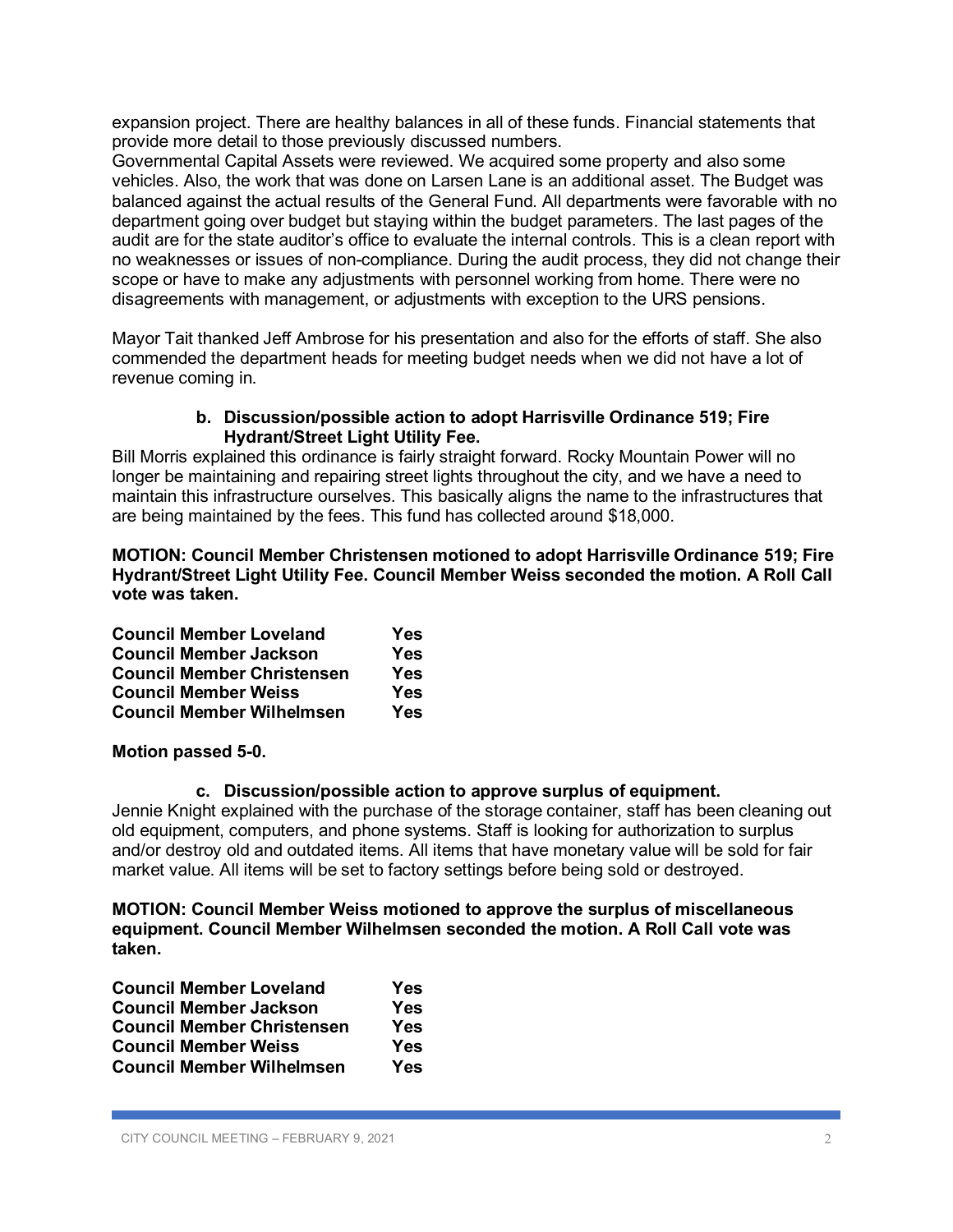expansion project. There are healthy balances in all of these funds. Financial statements that provide more detail to those previously discussed numbers.
Governmental Capital Assets were reviewed. We acquired some property and also some vehicles. Also, the work that was done on Larsen Lane is an additional asset. The Budget was balanced against the actual results of the General Fund. All departments were favorable with no department going over budget but staying within the budget parameters. The last pages of the audit are for the state auditor's office to evaluate the internal controls. This is a clean report with no weaknesses or issues of non-compliance. During the audit process, they did not change their scope or have to make any adjustments with personnel working from home. There were no disagreements with management, or adjustments with exception to the URS pensions.

Mayor Tait thanked Jeff Ambrose for his presentation and also for the efforts of staff. She also commended the department heads for meeting budget needs when we did not have a lot of revenue coming in.

**b. Discussion/possible action to adopt Harrisville Ordinance 519; Fire Hydrant/Street Light Utility Fee.**

Bill Morris explained this ordinance is fairly straight forward. Rocky Mountain Power will no longer be maintaining and repairing street lights throughout the city, and we have a need to maintain this infrastructure ourselves. This basically aligns the name to the infrastructures that are being maintained by the fees. This fund has collected around $18,000.

**MOTION: Council Member Christensen motioned to adopt Harrisville Ordinance 519; Fire Hydrant/Street Light Utility Fee. Council Member Weiss seconded the motion. A Roll Call vote was taken.**

| | |
|---|---|
| **Council Member Loveland** | **Yes** |
| **Council Member Jackson** | **Yes** |
| **Council Member Christensen** | **Yes** |
| **Council Member Weiss** | **Yes** |
| **Council Member Wilhelmsen** | **Yes** |

**Motion passed 5-0.**

**c. Discussion/possible action to approve surplus of equipment.**

Jennie Knight explained with the purchase of the storage container, staff has been cleaning out old equipment, computers, and phone systems. Staff is looking for authorization to surplus and/or destroy old and outdated items. All items that have monetary value will be sold for fair market value. All items will be set to factory settings before being sold or destroyed.

**MOTION: Council Member Weiss motioned to approve the surplus of miscellaneous equipment. Council Member Wilhelmsen seconded the motion. A Roll Call vote was taken.**

| | |
|---|---|
| **Council Member Loveland** | **Yes** |
| **Council Member Jackson** | **Yes** |
| **Council Member Christensen** | **Yes** |
| **Council Member Weiss** | **Yes** |
| **Council Member Wilhelmsen** | **Yes** |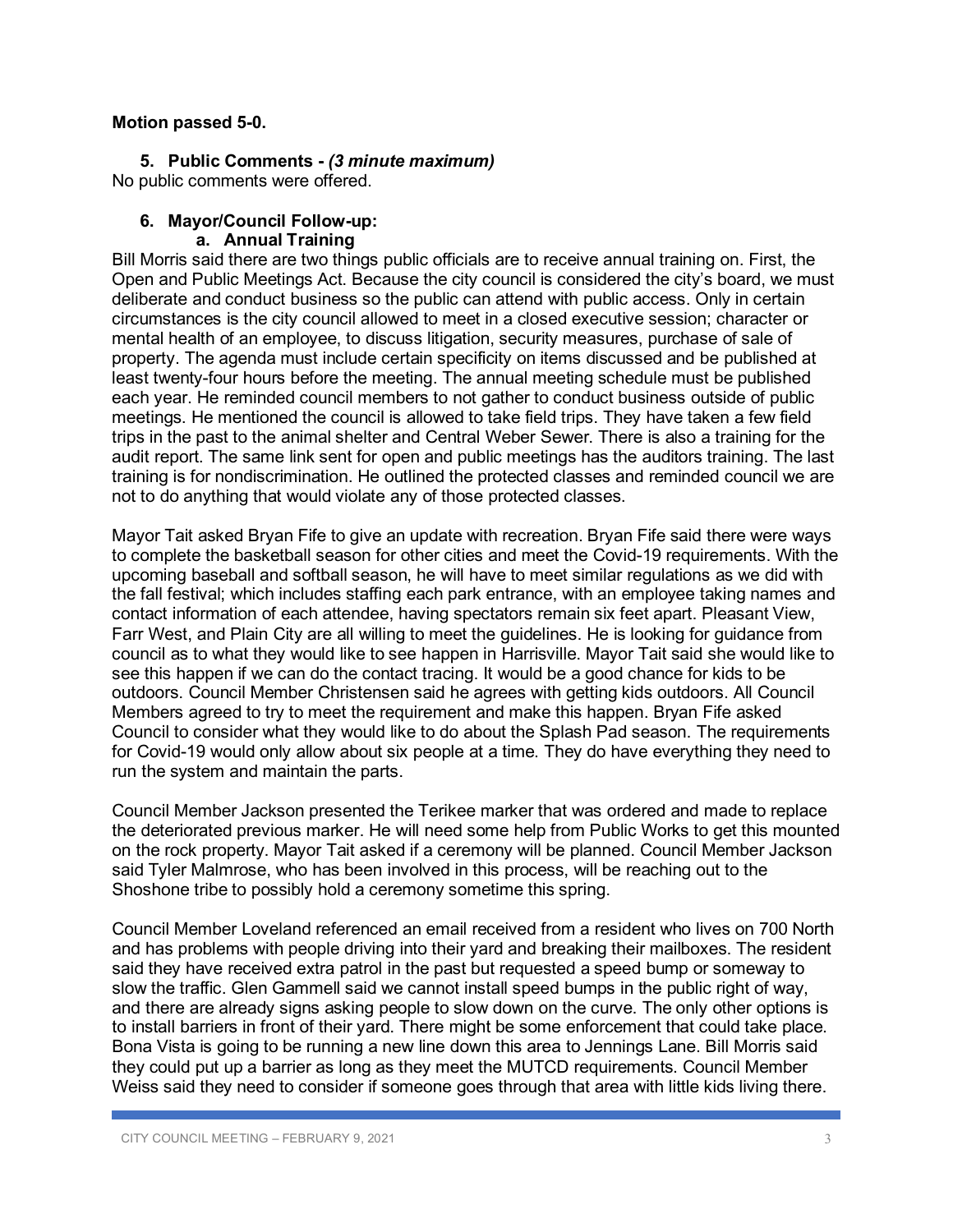**Motion passed 5-0.**

### 5. Public Comments - *(3 minute maximum)*

No public comments were offered.

### 6. Mayor/Council Follow-up:

#### a. Annual Training

Bill Morris said there are two things public officials are to receive annual training on. First, the Open and Public Meetings Act. Because the city council is considered the city's board, we must deliberate and conduct business so the public can attend with public access. Only in certain circumstances is the city council allowed to meet in a closed executive session; character or mental health of an employee, to discuss litigation, security measures, purchase of sale of property. The agenda must include certain specificity on items discussed and be published at least twenty-four hours before the meeting. The annual meeting schedule must be published each year. He reminded council members to not gather to conduct business outside of public meetings. He mentioned the council is allowed to take field trips. They have taken a few field trips in the past to the animal shelter and Central Weber Sewer. There is also a training for the audit report. The same link sent for open and public meetings has the auditors training. The last training is for nondiscrimination. He outlined the protected classes and reminded council we are not to do anything that would violate any of those protected classes.

Mayor Tait asked Bryan Fife to give an update with recreation. Bryan Fife said there were ways to complete the basketball season for other cities and meet the Covid-19 requirements. With the upcoming baseball and softball season, he will have to meet similar regulations as we did with the fall festival; which includes staffing each park entrance, with an employee taking names and contact information of each attendee, having spectators remain six feet apart. Pleasant View, Farr West, and Plain City are all willing to meet the guidelines. He is looking for guidance from council as to what they would like to see happen in Harrisville. Mayor Tait said she would like to see this happen if we can do the contact tracing. It would be a good chance for kids to be outdoors. Council Member Christensen said he agrees with getting kids outdoors. All Council Members agreed to try to meet the requirement and make this happen. Bryan Fife asked Council to consider what they would like to do about the Splash Pad season. The requirements for Covid-19 would only allow about six people at a time. They do have everything they need to run the system and maintain the parts.

Council Member Jackson presented the Terikee marker that was ordered and made to replace the deteriorated previous marker. He will need some help from Public Works to get this mounted on the rock property. Mayor Tait asked if a ceremony will be planned. Council Member Jackson said Tyler Malmrose, who has been involved in this process, will be reaching out to the Shoshone tribe to possibly hold a ceremony sometime this spring.

Council Member Loveland referenced an email received from a resident who lives on 700 North and has problems with people driving into their yard and breaking their mailboxes. The resident said they have received extra patrol in the past but requested a speed bump or someway to slow the traffic. Glen Gammell said we cannot install speed bumps in the public right of way, and there are already signs asking people to slow down on the curve. The only other options is to install barriers in front of their yard. There might be some enforcement that could take place. Bona Vista is going to be running a new line down this area to Jennings Lane. Bill Morris said they could put up a barrier as long as they meet the MUTCD requirements. Council Member Weiss said they need to consider if someone goes through that area with little kids living there.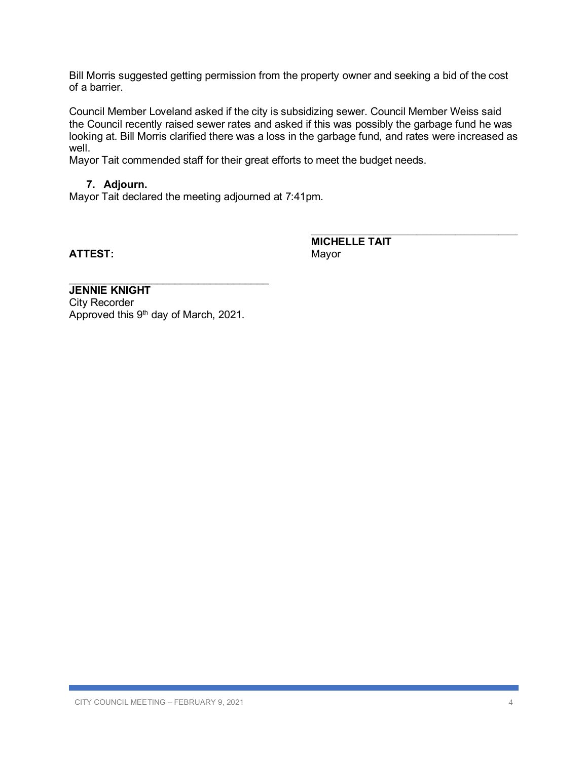Bill Morris suggested getting permission from the property owner and seeking a bid of the cost of a barrier.

Council Member Loveland asked if the city is subsidizing sewer. Council Member Weiss said the Council recently raised sewer rates and asked if this was possibly the garbage fund he was looking at. Bill Morris clarified there was a loss in the garbage fund, and rates were increased as well.
Mayor Tait commended staff for their great efforts to meet the budget needs.

**7. Adjourn.**

Mayor Tait declared the meeting adjourned at 7:41pm.

\_\_\_\_\_\_\_\_\_\_\_\_\_\_\_\_\_\_\_\_\_\_\_\_\_\_\_\_\_\_\_\_\_\_\_
**MICHELLE TAIT**
Mayor

**ATTEST:**

\_\_\_\_\_\_\_\_\_\_\_\_\_\_\_\_\_\_\_\_\_\_\_\_\_\_\_\_\_\_\_\_\_\_\_
**JENNIE KNIGHT**
City Recorder
Approved this 9th day of March, 2021.